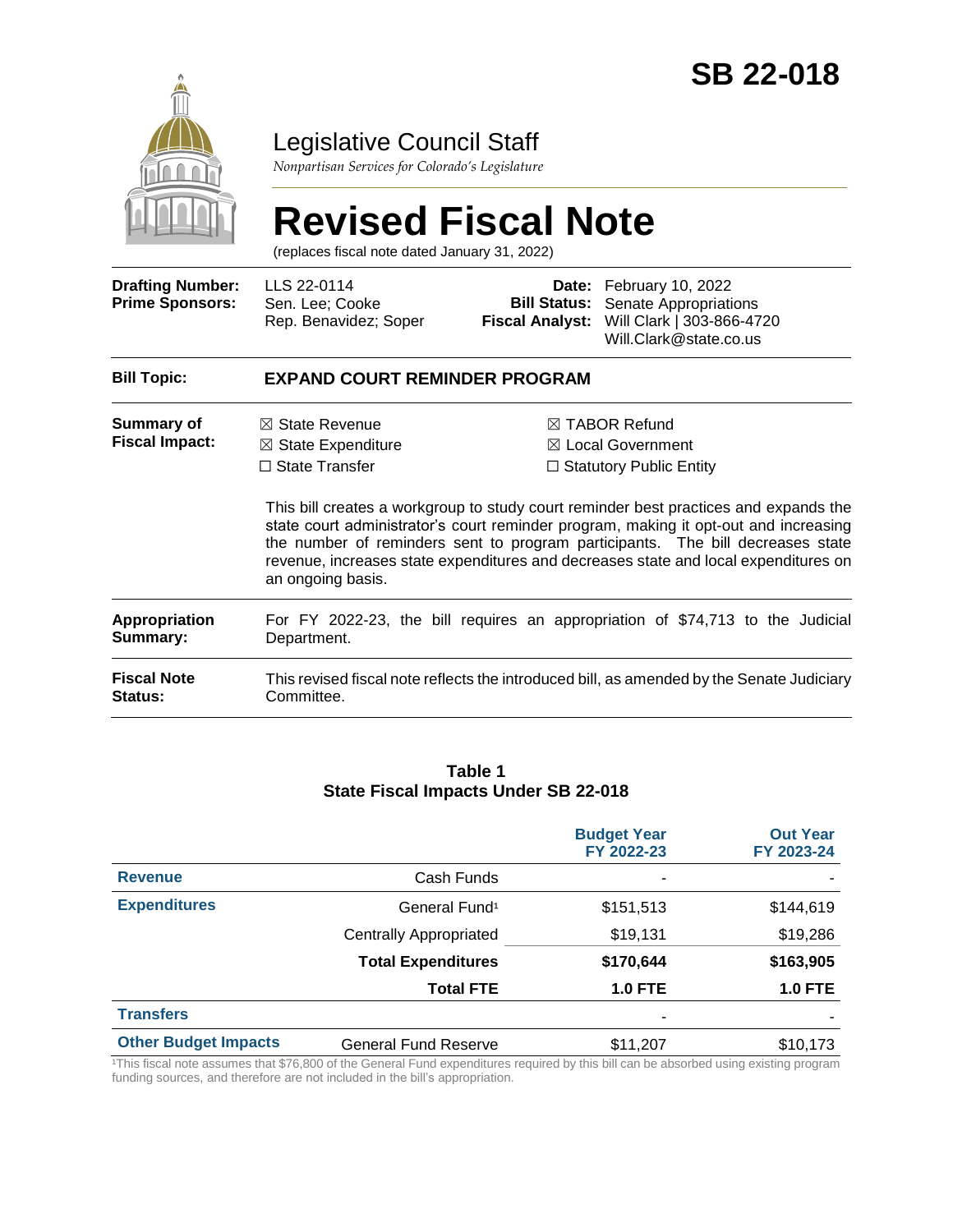# SB 22-018

## Legislative Council Staff

*Nonpartisan Services for Colorado's Legislature*

# Revised Fiscal Note

(replaces fiscal note dated January 31, 2022)

| | | | |
|---|---|---|---|
| **Drafting Number:** | LLS 22-0114 | **Date:** | February 10, 2022 |
| **Prime Sponsors:** | Sen. Lee; Cooke<br>Rep. Benavidez; Soper | **Bill Status:** | Senate Appropriations |
| | | **Fiscal Analyst:** | Will Clark \| 303-866-4720<br>Will.Clark@state.co.us |

**Bill Topic:** **EXPAND COURT REMINDER PROGRAM**

**Summary of Fiscal Impact:**

- ☒ State Revenue
- ☒ State Expenditure
- ☐ State Transfer
- ☒ TABOR Refund
- ☒ Local Government
- ☐ Statutory Public Entity

This bill creates a workgroup to study court reminder best practices and expands the state court administrator's court reminder program, making it opt-out and increasing the number of reminders sent to program participants. The bill decreases state revenue, increases state expenditures and decreases state and local expenditures on an ongoing basis.

**Appropriation Summary:** For FY 2022-23, the bill requires an appropriation of $74,713 to the Judicial Department.

**Fiscal Note Status:** This revised fiscal note reflects the introduced bill, as amended by the Senate Judiciary Committee.

**Table 1**
**State Fiscal Impacts Under SB 22-018**

| | | Budget Year FY 2022-23 | Out Year FY 2023-24 |
|---|---|---|---|
| **Revenue** | Cash Funds | - | - |
| **Expenditures** | General Fund[1] | $151,513 | $144,619 |
| | Centrally Appropriated | $19,131 | $19,286 |
| | **Total Expenditures** | **$170,644** | **$163,905** |
| | **Total FTE** | **1.0 FTE** | **1.0 FTE** |
| **Transfers** | | - | - |
| **Other Budget Impacts** | General Fund Reserve | $11,207 | $10,173 |

[1]This fiscal note assumes that $76,800 of the General Fund expenditures required by this bill can be absorbed using existing program funding sources, and therefore are not included in the bill's appropriation.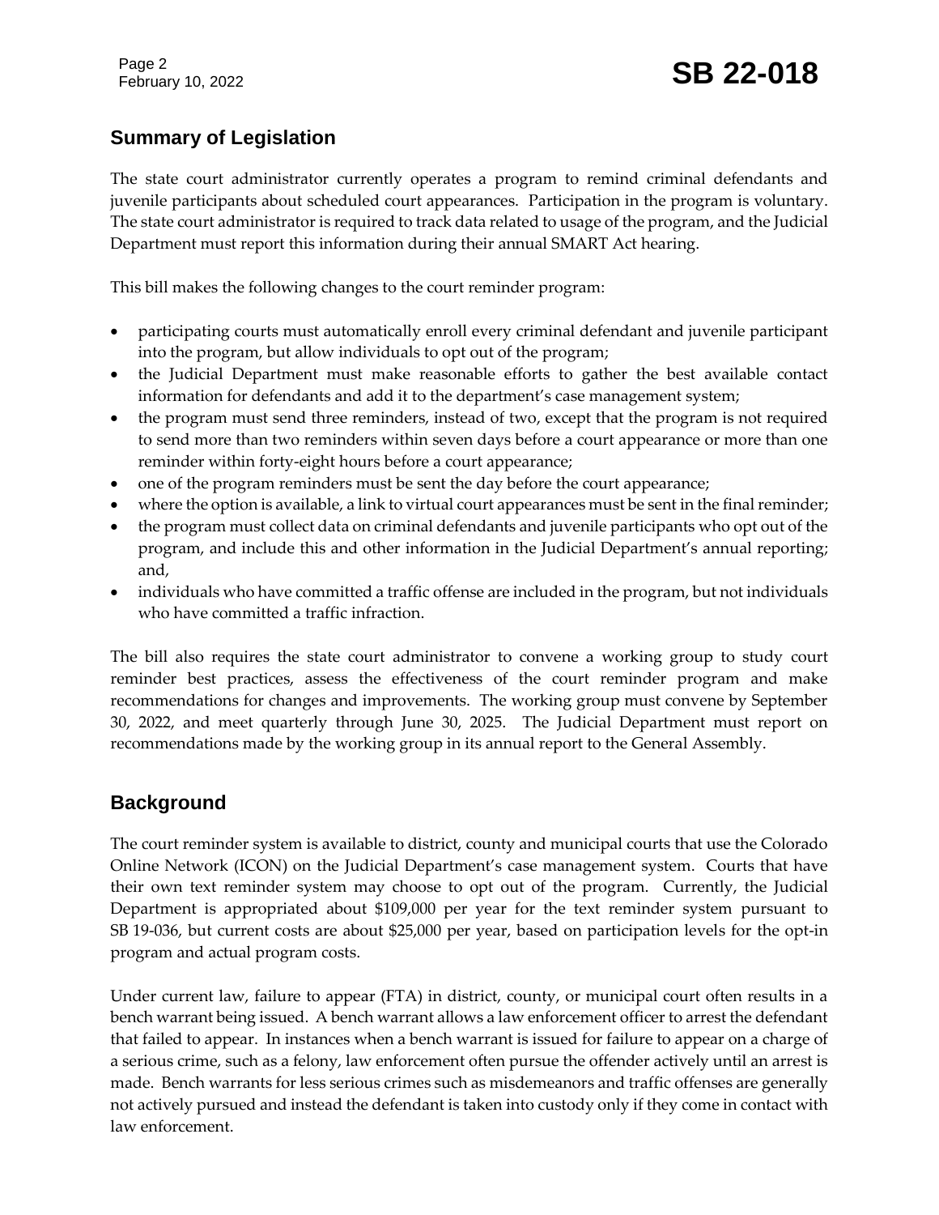## Summary of Legislation

The state court administrator currently operates a program to remind criminal defendants and juvenile participants about scheduled court appearances. Participation in the program is voluntary. The state court administrator is required to track data related to usage of the program, and the Judicial Department must report this information during their annual SMART Act hearing.

This bill makes the following changes to the court reminder program:

- participating courts must automatically enroll every criminal defendant and juvenile participant into the program, but allow individuals to opt out of the program;
- the Judicial Department must make reasonable efforts to gather the best available contact information for defendants and add it to the department's case management system;
- the program must send three reminders, instead of two, except that the program is not required to send more than two reminders within seven days before a court appearance or more than one reminder within forty-eight hours before a court appearance;
- one of the program reminders must be sent the day before the court appearance;
- where the option is available, a link to virtual court appearances must be sent in the final reminder;
- the program must collect data on criminal defendants and juvenile participants who opt out of the program, and include this and other information in the Judicial Department's annual reporting; and,
- individuals who have committed a traffic offense are included in the program, but not individuals who have committed a traffic infraction.

The bill also requires the state court administrator to convene a working group to study court reminder best practices, assess the effectiveness of the court reminder program and make recommendations for changes and improvements. The working group must convene by September 30, 2022, and meet quarterly through June 30, 2025. The Judicial Department must report on recommendations made by the working group in its annual report to the General Assembly.

## Background

The court reminder system is available to district, county and municipal courts that use the Colorado Online Network (ICON) on the Judicial Department's case management system. Courts that have their own text reminder system may choose to opt out of the program. Currently, the Judicial Department is appropriated about $109,000 per year for the text reminder system pursuant to SB 19-036, but current costs are about $25,000 per year, based on participation levels for the opt-in program and actual program costs.

Under current law, failure to appear (FTA) in district, county, or municipal court often results in a bench warrant being issued. A bench warrant allows a law enforcement officer to arrest the defendant that failed to appear. In instances when a bench warrant is issued for failure to appear on a charge of a serious crime, such as a felony, law enforcement often pursue the offender actively until an arrest is made. Bench warrants for less serious crimes such as misdemeanors and traffic offenses are generally not actively pursued and instead the defendant is taken into custody only if they come in contact with law enforcement.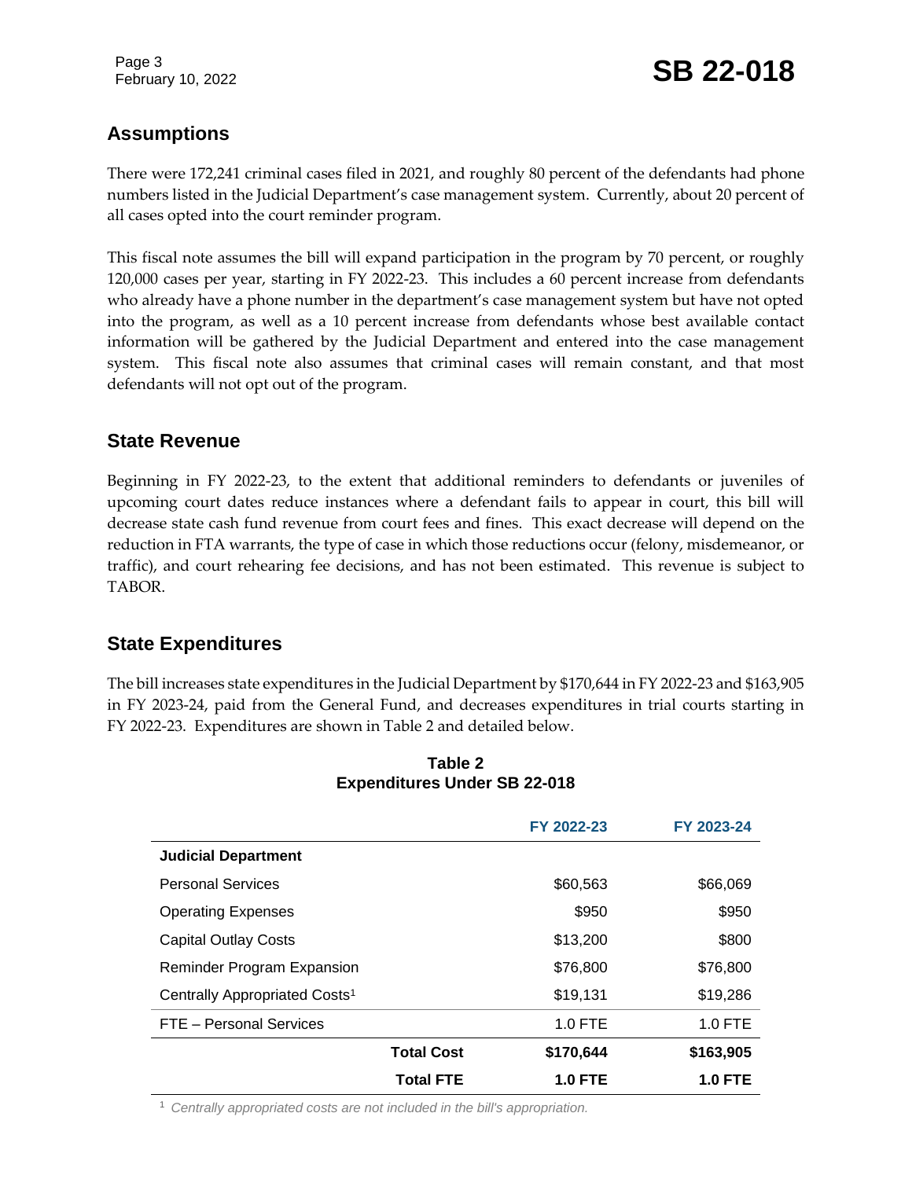## Assumptions

There were 172,241 criminal cases filed in 2021, and roughly 80 percent of the defendants had phone numbers listed in the Judicial Department's case management system. Currently, about 20 percent of all cases opted into the court reminder program.

This fiscal note assumes the bill will expand participation in the program by 70 percent, or roughly 120,000 cases per year, starting in FY 2022-23. This includes a 60 percent increase from defendants who already have a phone number in the department's case management system but have not opted into the program, as well as a 10 percent increase from defendants whose best available contact information will be gathered by the Judicial Department and entered into the case management system. This fiscal note also assumes that criminal cases will remain constant, and that most defendants will not opt out of the program.

## State Revenue

Beginning in FY 2022-23, to the extent that additional reminders to defendants or juveniles of upcoming court dates reduce instances where a defendant fails to appear in court, this bill will decrease state cash fund revenue from court fees and fines. This exact decrease will depend on the reduction in FTA warrants, the type of case in which those reductions occur (felony, misdemeanor, or traffic), and court rehearing fee decisions, and has not been estimated. This revenue is subject to TABOR.

## State Expenditures

The bill increases state expenditures in the Judicial Department by $170,644 in FY 2022-23 and $163,905 in FY 2023-24, paid from the General Fund, and decreases expenditures in trial courts starting in FY 2022-23. Expenditures are shown in Table 2 and detailed below.

**Table 2**
**Expenditures Under SB 22-018**

| | FY 2022-23 | FY 2023-24 |
|---|---|---|
| **Judicial Department** | | |
| Personal Services | $60,563 | $66,069 |
| Operating Expenses | $950 | $950 |
| Capital Outlay Costs | $13,200 | $800 |
| Reminder Program Expansion | $76,800 | $76,800 |
| Centrally Appropriated Costs[1] | $19,131 | $19,286 |
| FTE – Personal Services | 1.0 FTE | 1.0 FTE |
| **Total Cost** | **$170,644** | **$163,905** |
| **Total FTE** | **1.0 FTE** | **1.0 FTE** |

[1] *Centrally appropriated costs are not included in the bill's appropriation.*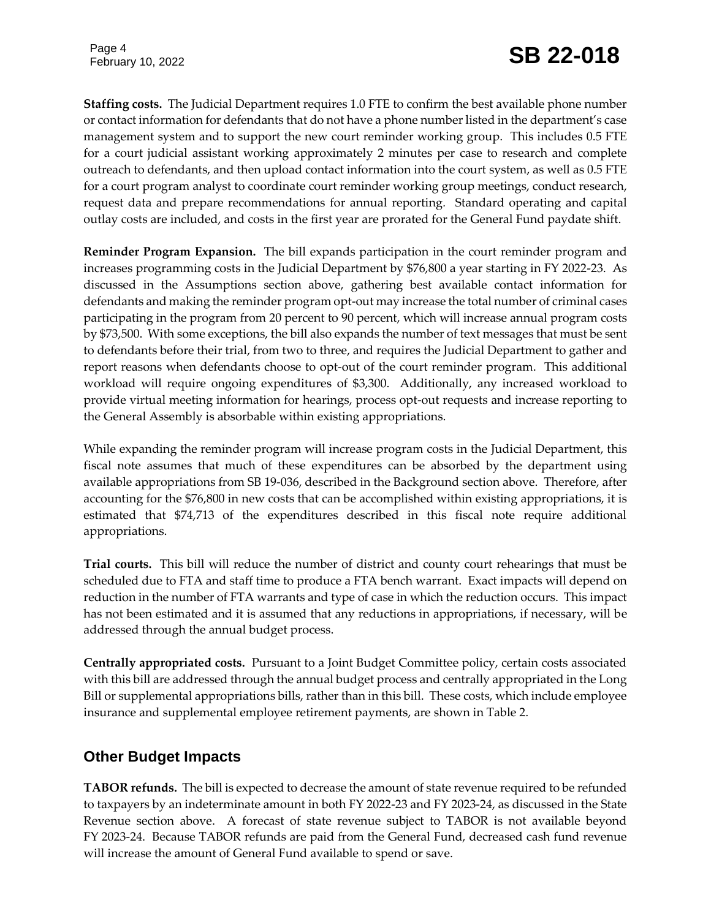**Staffing costs.** The Judicial Department requires 1.0 FTE to confirm the best available phone number or contact information for defendants that do not have a phone number listed in the department's case management system and to support the new court reminder working group. This includes 0.5 FTE for a court judicial assistant working approximately 2 minutes per case to research and complete outreach to defendants, and then upload contact information into the court system, as well as 0.5 FTE for a court program analyst to coordinate court reminder working group meetings, conduct research, request data and prepare recommendations for annual reporting. Standard operating and capital outlay costs are included, and costs in the first year are prorated for the General Fund paydate shift.

**Reminder Program Expansion.** The bill expands participation in the court reminder program and increases programming costs in the Judicial Department by $76,800 a year starting in FY 2022-23. As discussed in the Assumptions section above, gathering best available contact information for defendants and making the reminder program opt-out may increase the total number of criminal cases participating in the program from 20 percent to 90 percent, which will increase annual program costs by $73,500. With some exceptions, the bill also expands the number of text messages that must be sent to defendants before their trial, from two to three, and requires the Judicial Department to gather and report reasons when defendants choose to opt-out of the court reminder program. This additional workload will require ongoing expenditures of $3,300. Additionally, any increased workload to provide virtual meeting information for hearings, process opt-out requests and increase reporting to the General Assembly is absorbable within existing appropriations.

While expanding the reminder program will increase program costs in the Judicial Department, this fiscal note assumes that much of these expenditures can be absorbed by the department using available appropriations from SB 19-036, described in the Background section above. Therefore, after accounting for the $76,800 in new costs that can be accomplished within existing appropriations, it is estimated that $74,713 of the expenditures described in this fiscal note require additional appropriations.

**Trial courts.** This bill will reduce the number of district and county court rehearings that must be scheduled due to FTA and staff time to produce a FTA bench warrant. Exact impacts will depend on reduction in the number of FTA warrants and type of case in which the reduction occurs. This impact has not been estimated and it is assumed that any reductions in appropriations, if necessary, will be addressed through the annual budget process.

**Centrally appropriated costs.** Pursuant to a Joint Budget Committee policy, certain costs associated with this bill are addressed through the annual budget process and centrally appropriated in the Long Bill or supplemental appropriations bills, rather than in this bill. These costs, which include employee insurance and supplemental employee retirement payments, are shown in Table 2.

## Other Budget Impacts

**TABOR refunds.** The bill is expected to decrease the amount of state revenue required to be refunded to taxpayers by an indeterminate amount in both FY 2022-23 and FY 2023-24, as discussed in the State Revenue section above. A forecast of state revenue subject to TABOR is not available beyond FY 2023-24. Because TABOR refunds are paid from the General Fund, decreased cash fund revenue will increase the amount of General Fund available to spend or save.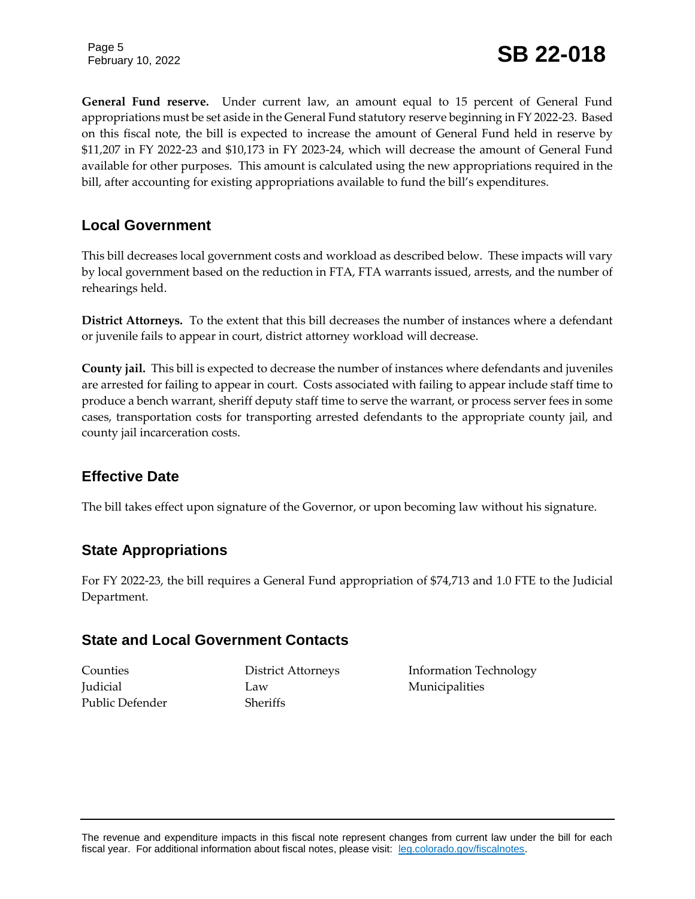**General Fund reserve.** Under current law, an amount equal to 15 percent of General Fund appropriations must be set aside in the General Fund statutory reserve beginning in FY 2022-23. Based on this fiscal note, the bill is expected to increase the amount of General Fund held in reserve by $11,207 in FY 2022-23 and $10,173 in FY 2023-24, which will decrease the amount of General Fund available for other purposes. This amount is calculated using the new appropriations required in the bill, after accounting for existing appropriations available to fund the bill's expenditures.

## Local Government

This bill decreases local government costs and workload as described below. These impacts will vary by local government based on the reduction in FTA, FTA warrants issued, arrests, and the number of rehearings held.

**District Attorneys.** To the extent that this bill decreases the number of instances where a defendant or juvenile fails to appear in court, district attorney workload will decrease.

**County jail.** This bill is expected to decrease the number of instances where defendants and juveniles are arrested for failing to appear in court. Costs associated with failing to appear include staff time to produce a bench warrant, sheriff deputy staff time to serve the warrant, or process server fees in some cases, transportation costs for transporting arrested defendants to the appropriate county jail, and county jail incarceration costs.

## Effective Date

The bill takes effect upon signature of the Governor, or upon becoming law without his signature.

## State Appropriations

For FY 2022-23, the bill requires a General Fund appropriation of $74,713 and 1.0 FTE to the Judicial Department.

## State and Local Government Contacts

| | | |
|---|---|---|
| Counties | District Attorneys | Information Technology |
| Judicial | Law | Municipalities |
| Public Defender | Sheriffs | |

The revenue and expenditure impacts in this fiscal note represent changes from current law under the bill for each fiscal year. For additional information about fiscal notes, please visit: leg.colorado.gov/fiscalnotes.